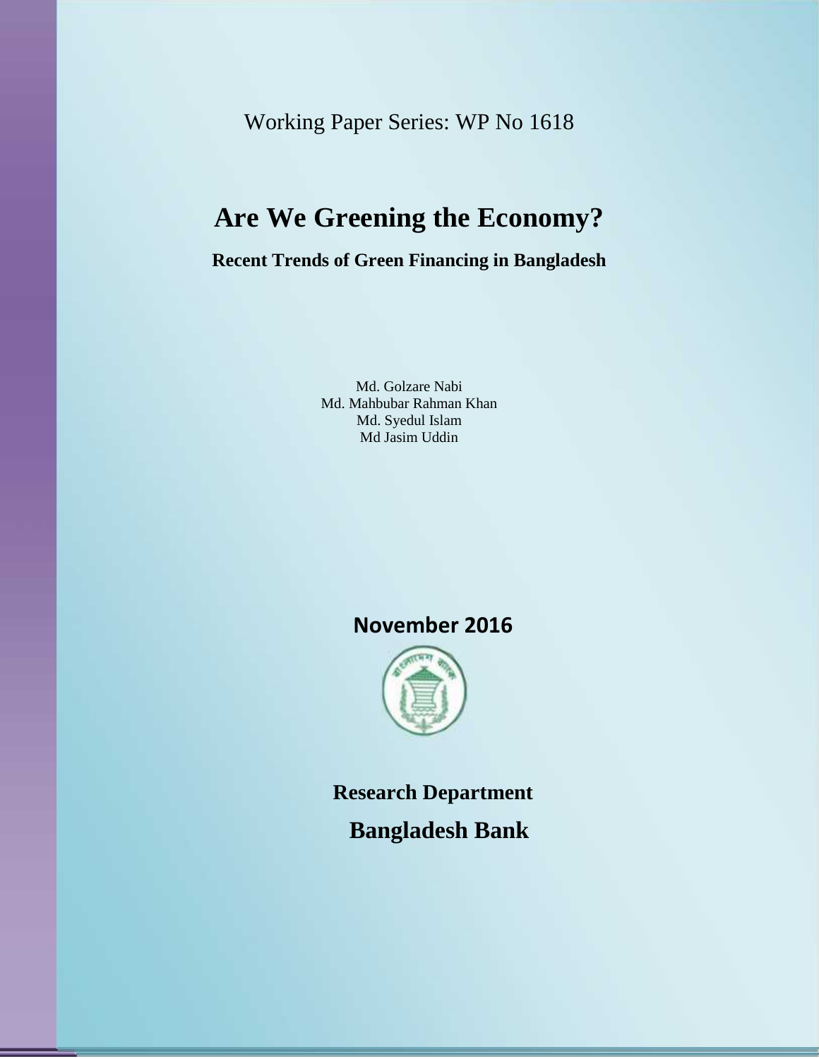Working Paper Series: WP No 1618

# Are We Greening the Economy?

## Recent Trends of Green Financing in Bangladesh

Md. Golzare Nabi
Md. Mahbubar Rahman Khan
Md. Syedul Islam
Md Jasim Uddin

**November 2016**

**Research Department**

**Bangladesh Bank**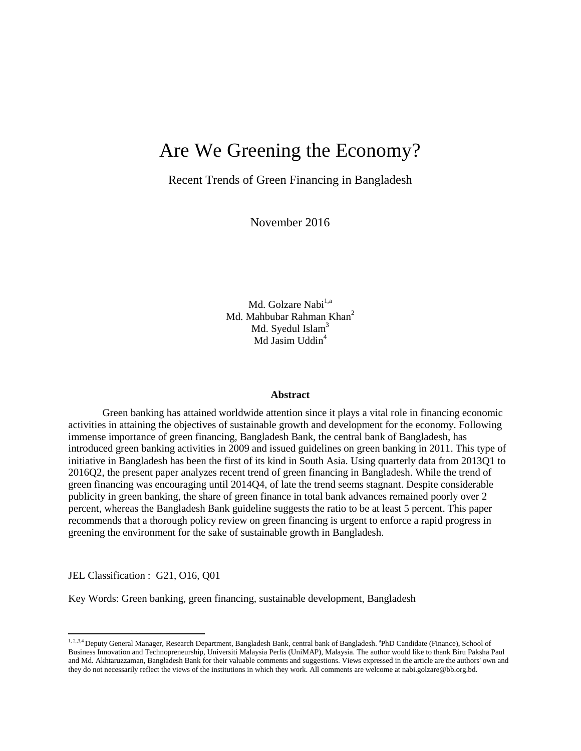# Are We Greening the Economy?

Recent Trends of Green Financing in Bangladesh

November 2016

Md. Golzare Nabi[1,a]
Md. Mahbubar Rahman Khan[2]
Md. Syedul Islam[3]
Md Jasim Uddin[4]

**Abstract**

Green banking has attained worldwide attention since it plays a vital role in financing economic activities in attaining the objectives of sustainable growth and development for the economy. Following immense importance of green financing, Bangladesh Bank, the central bank of Bangladesh, has introduced green banking activities in 2009 and issued guidelines on green banking in 2011. This type of initiative in Bangladesh has been the first of its kind in South Asia. Using quarterly data from 2013Q1 to 2016Q2, the present paper analyzes recent trend of green financing in Bangladesh. While the trend of green financing was encouraging until 2014Q4, of late the trend seems stagnant. Despite considerable publicity in green banking, the share of green finance in total bank advances remained poorly over 2 percent, whereas the Bangladesh Bank guideline suggests the ratio to be at least 5 percent. This paper recommends that a thorough policy review on green financing is urgent to enforce a rapid progress in greening the environment for the sake of sustainable growth in Bangladesh.

JEL Classification : G21, O16, Q01

Key Words: Green banking, green financing, sustainable development, Bangladesh

[1, 2,,3,4] Deputy General Manager, Research Department, Bangladesh Bank, central bank of Bangladesh. [a]PhD Candidate (Finance), School of Business Innovation and Technopreneurship, Universiti Malaysia Perlis (UniMAP), Malaysia. The author would like to thank Biru Paksha Paul and Md. Akhtaruzzaman, Bangladesh Bank for their valuable comments and suggestions. Views expressed in the article are the authors' own and they do not necessarily reflect the views of the institutions in which they work. All comments are welcome at nabi.golzare@bb.org.bd.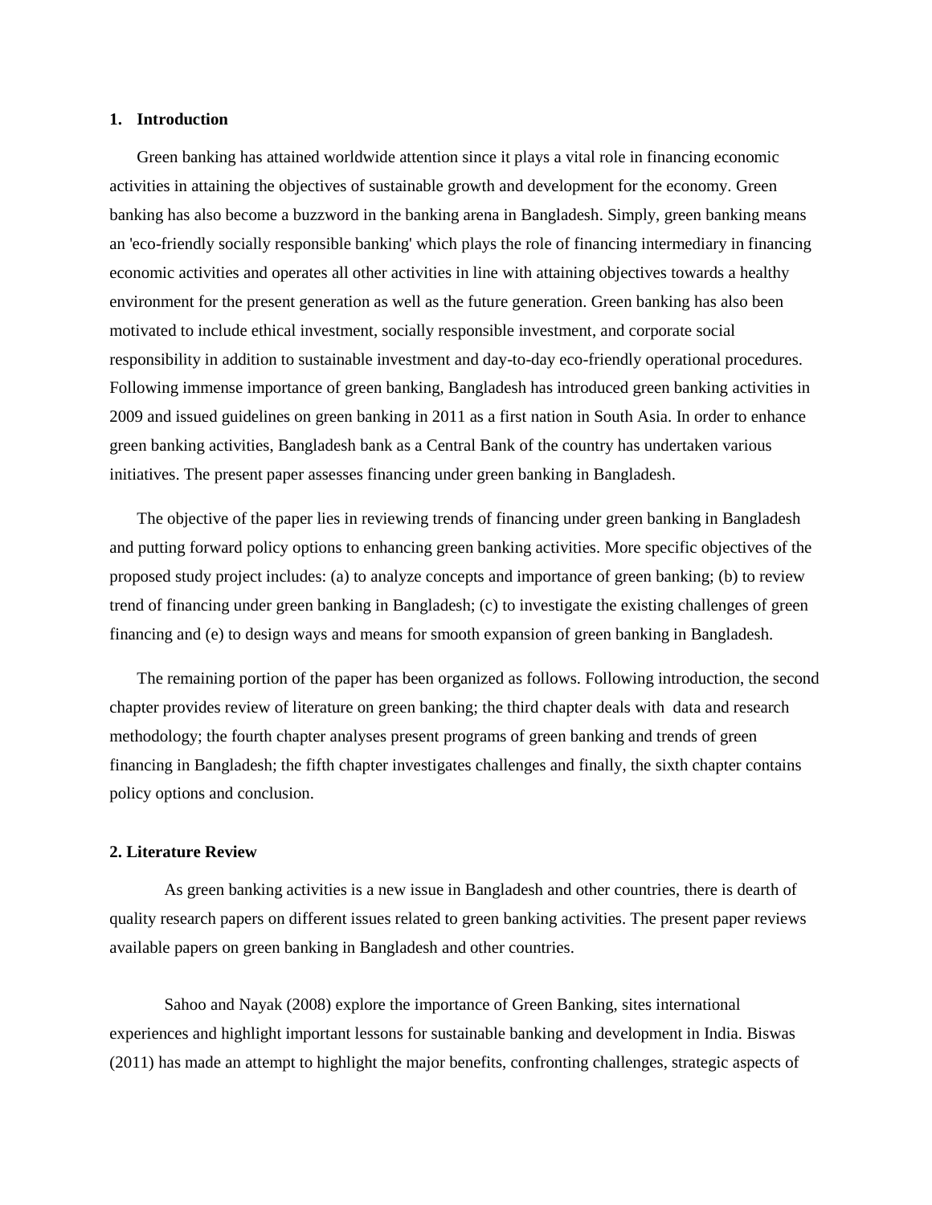## 1. Introduction

Green banking has attained worldwide attention since it plays a vital role in financing economic activities in attaining the objectives of sustainable growth and development for the economy. Green banking has also become a buzzword in the banking arena in Bangladesh. Simply, green banking means an 'eco-friendly socially responsible banking' which plays the role of financing intermediary in financing economic activities and operates all other activities in line with attaining objectives towards a healthy environment for the present generation as well as the future generation. Green banking has also been motivated to include ethical investment, socially responsible investment, and corporate social responsibility in addition to sustainable investment and day-to-day eco-friendly operational procedures. Following immense importance of green banking, Bangladesh has introduced green banking activities in 2009 and issued guidelines on green banking in 2011 as a first nation in South Asia. In order to enhance green banking activities, Bangladesh bank as a Central Bank of the country has undertaken various initiatives. The present paper assesses financing under green banking in Bangladesh.

The objective of the paper lies in reviewing trends of financing under green banking in Bangladesh and putting forward policy options to enhancing green banking activities. More specific objectives of the proposed study project includes: (a) to analyze concepts and importance of green banking; (b) to review trend of financing under green banking in Bangladesh; (c) to investigate the existing challenges of green financing and (e) to design ways and means for smooth expansion of green banking in Bangladesh.

The remaining portion of the paper has been organized as follows. Following introduction, the second chapter provides review of literature on green banking; the third chapter deals with data and research methodology; the fourth chapter analyses present programs of green banking and trends of green financing in Bangladesh; the fifth chapter investigates challenges and finally, the sixth chapter contains policy options and conclusion.

## 2. Literature Review

As green banking activities is a new issue in Bangladesh and other countries, there is dearth of quality research papers on different issues related to green banking activities. The present paper reviews available papers on green banking in Bangladesh and other countries.

Sahoo and Nayak (2008) explore the importance of Green Banking, sites international experiences and highlight important lessons for sustainable banking and development in India. Biswas (2011) has made an attempt to highlight the major benefits, confronting challenges, strategic aspects of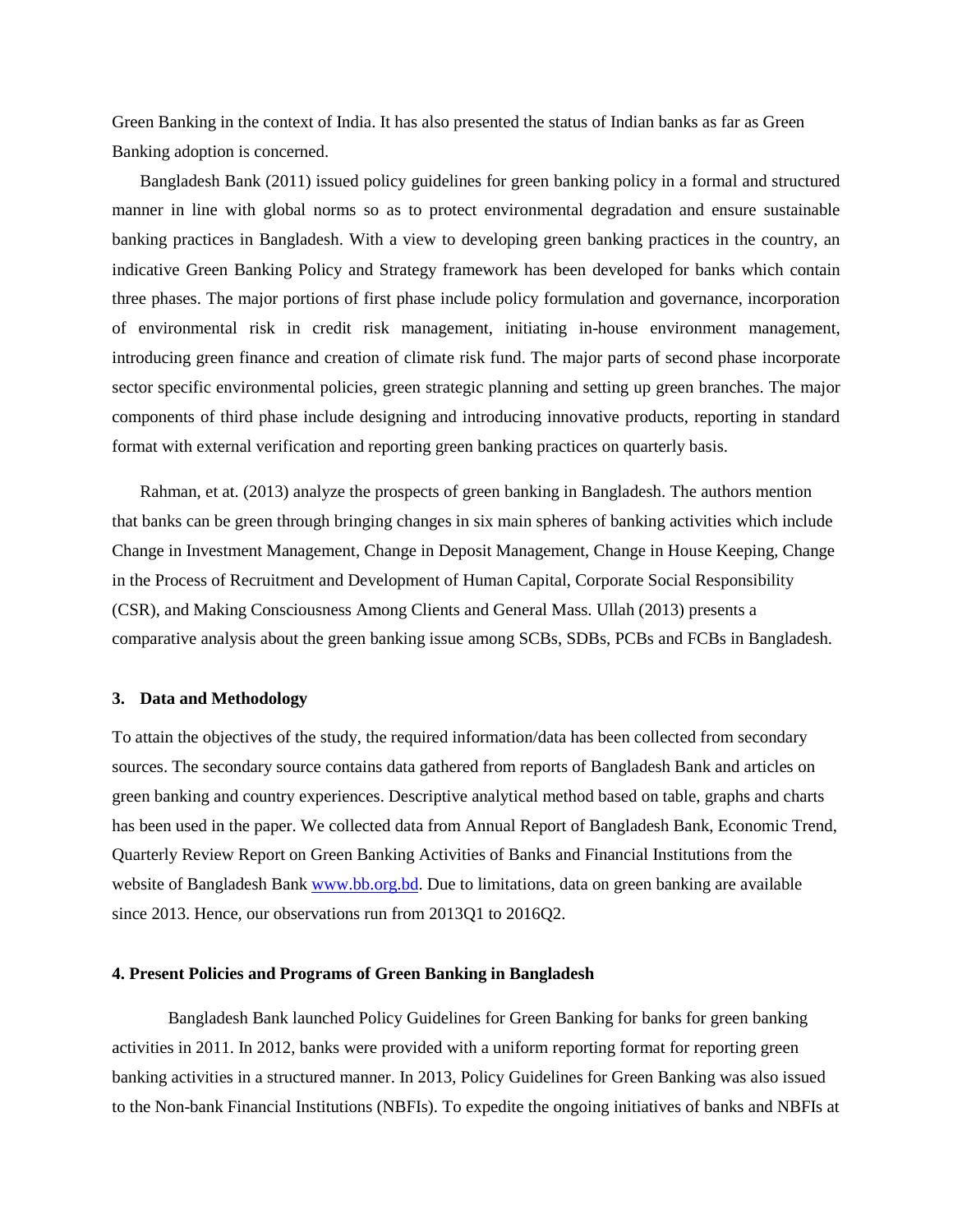Green Banking in the context of India. It has also presented the status of Indian banks as far as Green Banking adoption is concerned.

Bangladesh Bank (2011) issued policy guidelines for green banking policy in a formal and structured manner in line with global norms so as to protect environmental degradation and ensure sustainable banking practices in Bangladesh. With a view to developing green banking practices in the country, an indicative Green Banking Policy and Strategy framework has been developed for banks which contain three phases. The major portions of first phase include policy formulation and governance, incorporation of environmental risk in credit risk management, initiating in-house environment management, introducing green finance and creation of climate risk fund. The major parts of second phase incorporate sector specific environmental policies, green strategic planning and setting up green branches. The major components of third phase include designing and introducing innovative products, reporting in standard format with external verification and reporting green banking practices on quarterly basis.

Rahman, et at. (2013) analyze the prospects of green banking in Bangladesh. The authors mention that banks can be green through bringing changes in six main spheres of banking activities which include Change in Investment Management, Change in Deposit Management, Change in House Keeping, Change in the Process of Recruitment and Development of Human Capital, Corporate Social Responsibility (CSR), and Making Consciousness Among Clients and General Mass. Ullah (2013) presents a comparative analysis about the green banking issue among SCBs, SDBs, PCBs and FCBs in Bangladesh.

## 3. Data and Methodology

To attain the objectives of the study, the required information/data has been collected from secondary sources. The secondary source contains data gathered from reports of Bangladesh Bank and articles on green banking and country experiences. Descriptive analytical method based on table, graphs and charts has been used in the paper. We collected data from Annual Report of Bangladesh Bank, Economic Trend, Quarterly Review Report on Green Banking Activities of Banks and Financial Institutions from the website of Bangladesh Bank [www.bb.org.bd](http://www.bb.org.bd). Due to limitations, data on green banking are available since 2013. Hence, our observations run from 2013Q1 to 2016Q2.

## 4. Present Policies and Programs of Green Banking in Bangladesh

Bangladesh Bank launched Policy Guidelines for Green Banking for banks for green banking activities in 2011. In 2012, banks were provided with a uniform reporting format for reporting green banking activities in a structured manner. In 2013, Policy Guidelines for Green Banking was also issued to the Non-bank Financial Institutions (NBFIs). To expedite the ongoing initiatives of banks and NBFIs at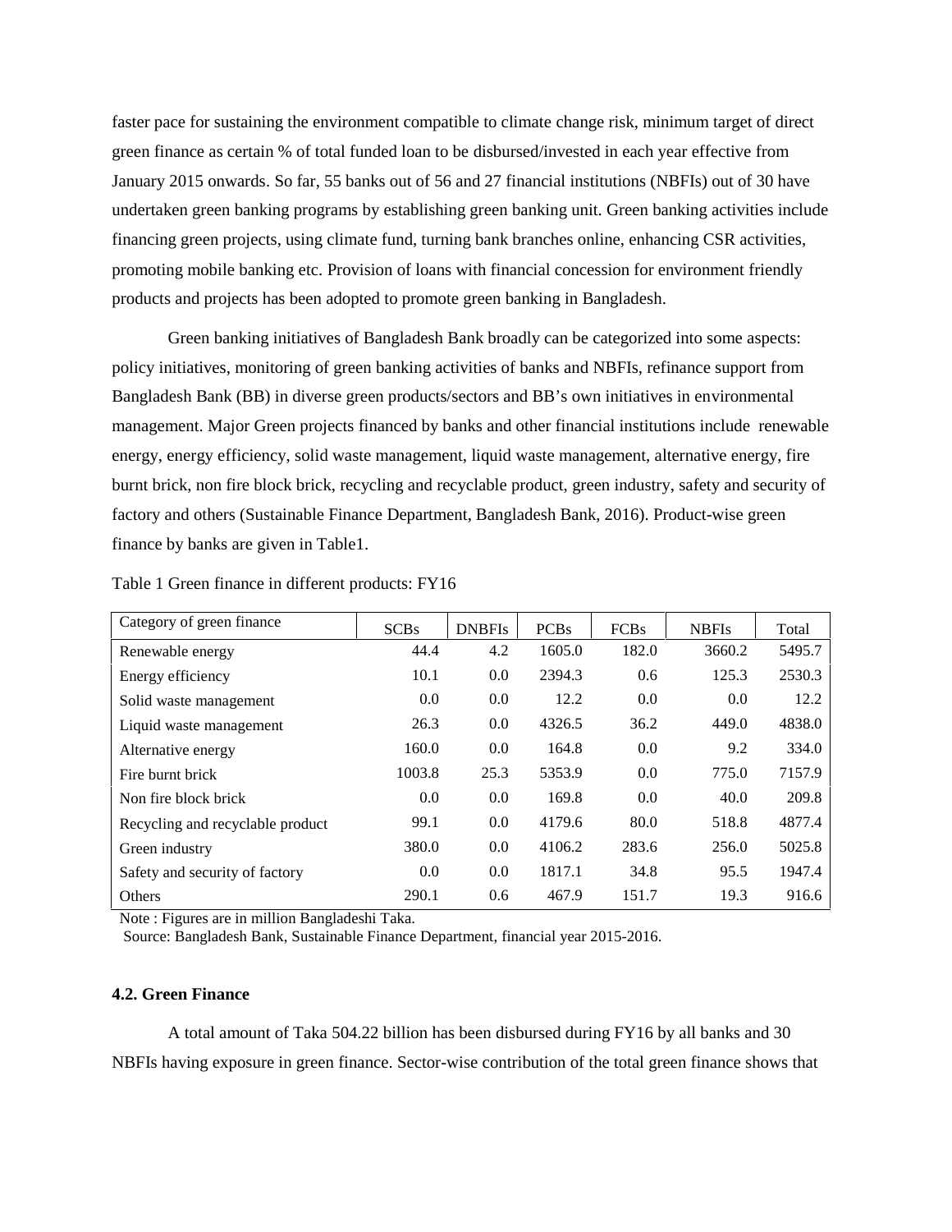faster pace for sustaining the environment compatible to climate change risk, minimum target of direct green finance as certain % of total funded loan to be disbursed/invested in each year effective from January 2015 onwards. So far, 55 banks out of 56 and 27 financial institutions (NBFIs) out of 30 have undertaken green banking programs by establishing green banking unit. Green banking activities include financing green projects, using climate fund, turning bank branches online, enhancing CSR activities, promoting mobile banking etc. Provision of loans with financial concession for environment friendly products and projects has been adopted to promote green banking in Bangladesh.

Green banking initiatives of Bangladesh Bank broadly can be categorized into some aspects: policy initiatives, monitoring of green banking activities of banks and NBFIs, refinance support from Bangladesh Bank (BB) in diverse green products/sectors and BB's own initiatives in environmental management. Major Green projects financed by banks and other financial institutions include renewable energy, energy efficiency, solid waste management, liquid waste management, alternative energy, fire burnt brick, non fire block brick, recycling and recyclable product, green industry, safety and security of factory and others (Sustainable Finance Department, Bangladesh Bank, 2016). Product-wise green finance by banks are given in Table1.

Table 1 Green finance in different products: FY16

| Category of green finance | SCBs | DNBFIs | PCBs | FCBs | NBFIs | Total |
|---|---|---|---|---|---|---|
| Renewable energy | 44.4 | 4.2 | 1605.0 | 182.0 | 3660.2 | 5495.7 |
| Energy efficiency | 10.1 | 0.0 | 2394.3 | 0.6 | 125.3 | 2530.3 |
| Solid waste management | 0.0 | 0.0 | 12.2 | 0.0 | 0.0 | 12.2 |
| Liquid waste management | 26.3 | 0.0 | 4326.5 | 36.2 | 449.0 | 4838.0 |
| Alternative energy | 160.0 | 0.0 | 164.8 | 0.0 | 9.2 | 334.0 |
| Fire burnt brick | 1003.8 | 25.3 | 5353.9 | 0.0 | 775.0 | 7157.9 |
| Non fire block brick | 0.0 | 0.0 | 169.8 | 0.0 | 40.0 | 209.8 |
| Recycling and recyclable product | 99.1 | 0.0 | 4179.6 | 80.0 | 518.8 | 4877.4 |
| Green industry | 380.0 | 0.0 | 4106.2 | 283.6 | 256.0 | 5025.8 |
| Safety and security of factory | 0.0 | 0.0 | 1817.1 | 34.8 | 95.5 | 1947.4 |
| Others | 290.1 | 0.6 | 467.9 | 151.7 | 19.3 | 916.6 |

Note : Figures are in million Bangladeshi Taka.

Source: Bangladesh Bank, Sustainable Finance Department, financial year 2015-2016.

### 4.2. Green Finance

A total amount of Taka 504.22 billion has been disbursed during FY16 by all banks and 30 NBFIs having exposure in green finance. Sector-wise contribution of the total green finance shows that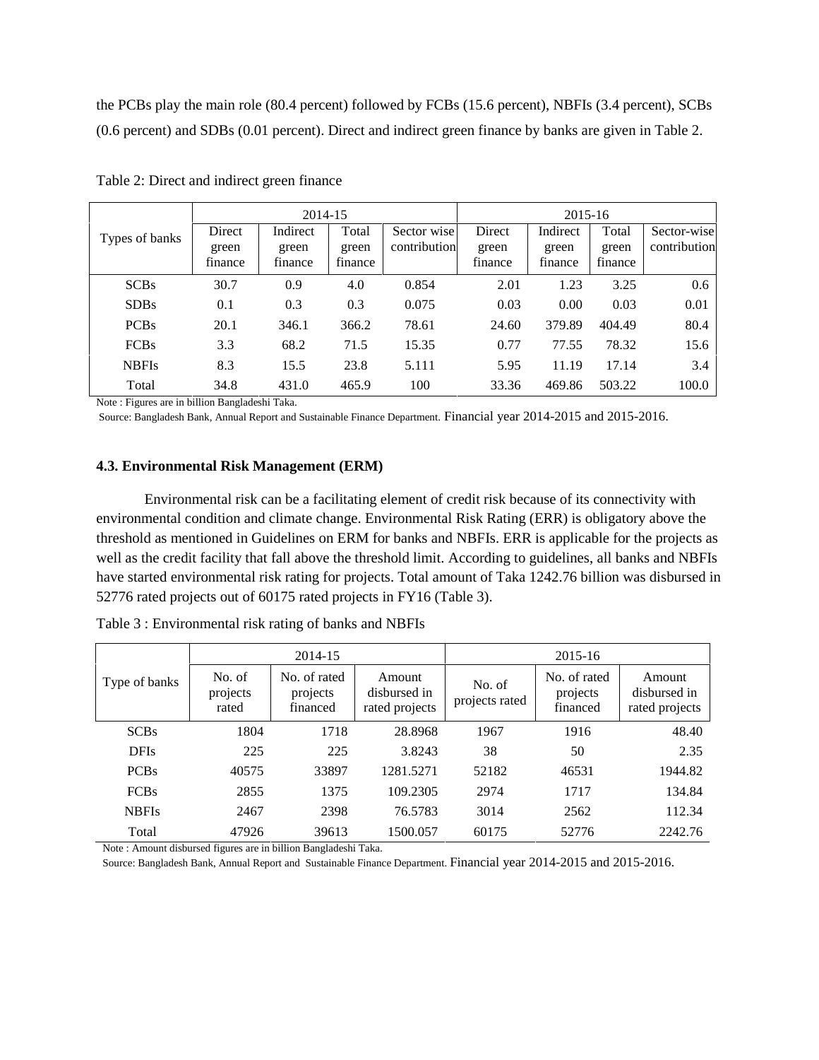the PCBs play the main role (80.4 percent) followed by FCBs (15.6 percent), NBFIs (3.4 percent), SCBs (0.6 percent) and SDBs (0.01 percent). Direct and indirect green finance by banks are given in Table 2.

Table 2: Direct and indirect green finance

| Types of banks | 2014-15 | | | | 2015-16 | | | |
|---|---|---|---|---|---|---|---|---|
| | Direct green finance | Indirect green finance | Total green finance | Sector wise contribution | Direct green finance | Indirect green finance | Total green finance | Sector-wise contribution |
| SCBs | 30.7 | 0.9 | 4.0 | 0.854 | 2.01 | 1.23 | 3.25 | 0.6 |
| SDBs | 0.1 | 0.3 | 0.3 | 0.075 | 0.03 | 0.00 | 0.03 | 0.01 |
| PCBs | 20.1 | 346.1 | 366.2 | 78.61 | 24.60 | 379.89 | 404.49 | 80.4 |
| FCBs | 3.3 | 68.2 | 71.5 | 15.35 | 0.77 | 77.55 | 78.32 | 15.6 |
| NBFIs | 8.3 | 15.5 | 23.8 | 5.111 | 5.95 | 11.19 | 17.14 | 3.4 |
| Total | 34.8 | 431.0 | 465.9 | 100 | 33.36 | 469.86 | 503.22 | 100.0 |

Note : Figures are in billion Bangladeshi Taka.

Source: Bangladesh Bank, Annual Report and Sustainable Finance Department. Financial year 2014-2015 and 2015-2016.

### 4.3. Environmental Risk Management (ERM)

Environmental risk can be a facilitating element of credit risk because of its connectivity with environmental condition and climate change. Environmental Risk Rating (ERR) is obligatory above the threshold as mentioned in Guidelines on ERM for banks and NBFIs. ERR is applicable for the projects as well as the credit facility that fall above the threshold limit. According to guidelines, all banks and NBFIs have started environmental risk rating for projects. Total amount of Taka 1242.76 billion was disbursed in 52776 rated projects out of 60175 rated projects in FY16 (Table 3).

Table 3 : Environmental risk rating of banks and NBFIs

| Type of banks | 2014-15 | | | 2015-16 | | |
|---|---|---|---|---|---|---|
| | No. of projects rated | No. of rated projects financed | Amount disbursed in rated projects | No. of projects rated | No. of rated projects financed | Amount disbursed in rated projects |
| SCBs | 1804 | 1718 | 28.8968 | 1967 | 1916 | 48.40 |
| DFIs | 225 | 225 | 3.8243 | 38 | 50 | 2.35 |
| PCBs | 40575 | 33897 | 1281.5271 | 52182 | 46531 | 1944.82 |
| FCBs | 2855 | 1375 | 109.2305 | 2974 | 1717 | 134.84 |
| NBFIs | 2467 | 2398 | 76.5783 | 3014 | 2562 | 112.34 |
| Total | 47926 | 39613 | 1500.057 | 60175 | 52776 | 2242.76 |

Note : Amount disbursed figures are in billion Bangladeshi Taka.

Source: Bangladesh Bank, Annual Report and Sustainable Finance Department. Financial year 2014-2015 and 2015-2016.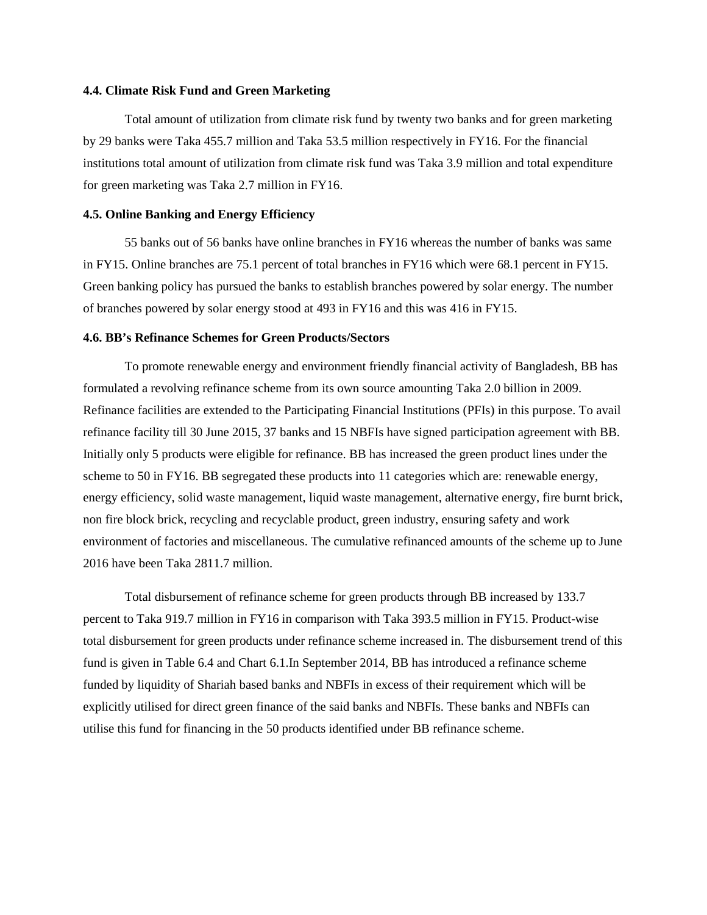### 4.4. Climate Risk Fund and Green Marketing

Total amount of utilization from climate risk fund by twenty two banks and for green marketing by 29 banks were Taka 455.7 million and Taka 53.5 million respectively in FY16. For the financial institutions total amount of utilization from climate risk fund was Taka 3.9 million and total expenditure for green marketing was Taka 2.7 million in FY16.

### 4.5. Online Banking and Energy Efficiency

55 banks out of 56 banks have online branches in FY16 whereas the number of banks was same in FY15. Online branches are 75.1 percent of total branches in FY16 which were 68.1 percent in FY15. Green banking policy has pursued the banks to establish branches powered by solar energy. The number of branches powered by solar energy stood at 493 in FY16 and this was 416 in FY15.

### 4.6. BB's Refinance Schemes for Green Products/Sectors

To promote renewable energy and environment friendly financial activity of Bangladesh, BB has formulated a revolving refinance scheme from its own source amounting Taka 2.0 billion in 2009. Refinance facilities are extended to the Participating Financial Institutions (PFIs) in this purpose. To avail refinance facility till 30 June 2015, 37 banks and 15 NBFIs have signed participation agreement with BB. Initially only 5 products were eligible for refinance. BB has increased the green product lines under the scheme to 50 in FY16. BB segregated these products into 11 categories which are: renewable energy, energy efficiency, solid waste management, liquid waste management, alternative energy, fire burnt brick, non fire block brick, recycling and recyclable product, green industry, ensuring safety and work environment of factories and miscellaneous. The cumulative refinanced amounts of the scheme up to June 2016 have been Taka 2811.7 million.

Total disbursement of refinance scheme for green products through BB increased by 133.7 percent to Taka 919.7 million in FY16 in comparison with Taka 393.5 million in FY15. Product-wise total disbursement for green products under refinance scheme increased in. The disbursement trend of this fund is given in Table 6.4 and Chart 6.1.In September 2014, BB has introduced a refinance scheme funded by liquidity of Shariah based banks and NBFIs in excess of their requirement which will be explicitly utilised for direct green finance of the said banks and NBFIs. These banks and NBFIs can utilise this fund for financing in the 50 products identified under BB refinance scheme.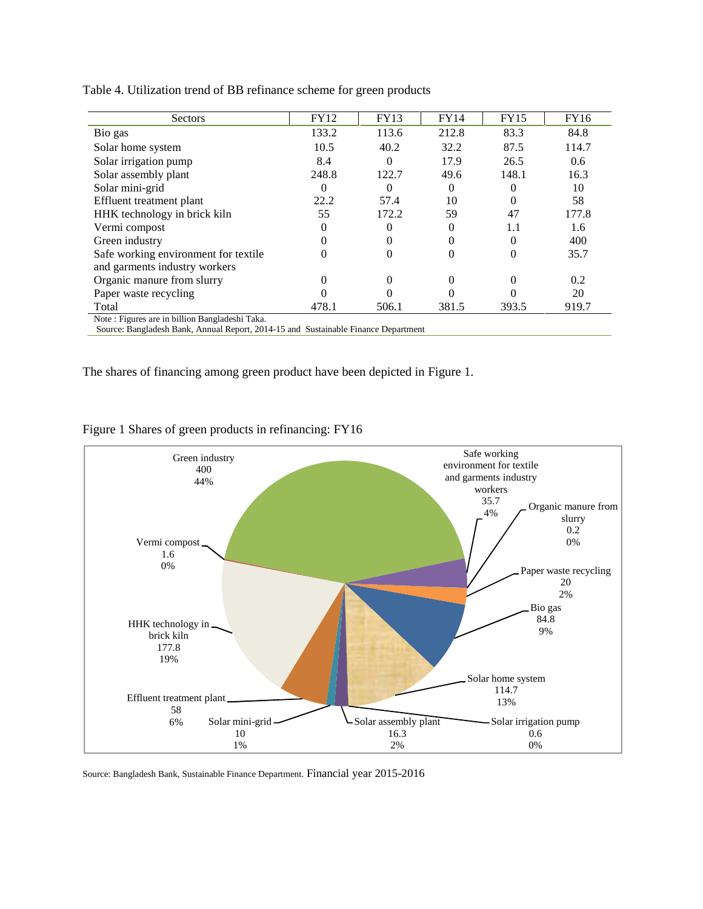Table 4. Utilization trend of BB refinance scheme for green products

| Sectors | FY12 | FY13 | FY14 | FY15 | FY16 |
|---|---|---|---|---|---|
| Bio gas | 133.2 | 113.6 | 212.8 | 83.3 | 84.8 |
| Solar home system | 10.5 | 40.2 | 32.2 | 87.5 | 114.7 |
| Solar irrigation pump | 8.4 | 0 | 17.9 | 26.5 | 0.6 |
| Solar assembly plant | 248.8 | 122.7 | 49.6 | 148.1 | 16.3 |
| Solar mini-grid | 0 | 0 | 0 | 0 | 10 |
| Effluent treatment plant | 22.2 | 57.4 | 10 | 0 | 58 |
| HHK technology in brick kiln | 55 | 172.2 | 59 | 47 | 177.8 |
| Vermi compost | 0 | 0 | 0 | 1.1 | 1.6 |
| Green industry | 0 | 0 | 0 | 0 | 400 |
| Safe working environment for textile and garments industry workers | 0 | 0 | 0 | 0 | 35.7 |
| Organic manure from slurry | 0 | 0 | 0 | 0 | 0.2 |
| Paper waste recycling | 0 | 0 | 0 | 0 | 20 |
| Total | 478.1 | 506.1 | 381.5 | 393.5 | 919.7 |

Note : Figures are in billion Bangladeshi Taka.
Source: Bangladesh Bank, Annual Report, 2014-15 and Sustainable Finance Department

The shares of financing among green product have been depicted in Figure 1.

Figure 1 Shares of green products in refinancing: FY16

| Sector | Amount | Share |
|---|---|---|
| Green industry | 400 | 44% |
| Safe working environment for textile and garments industry workers | 35.7 | 4% |
| Organic manure from slurry | 0.2 | 0% |
| Paper waste recycling | 20 | 2% |
| Bio gas | 84.8 | 9% |
| Solar home system | 114.7 | 13% |
| Solar irrigation pump | 0.6 | 0% |
| Solar assembly plant | 16.3 | 2% |
| Solar mini-grid | 10 | 1% |
| Effluent treatment plant | 58 | 6% |
| HHK technology in brick kiln | 177.8 | 19% |
| Vermi compost | 1.6 | 0% |

Source: Bangladesh Bank, Sustainable Finance Department. Financial year 2015-2016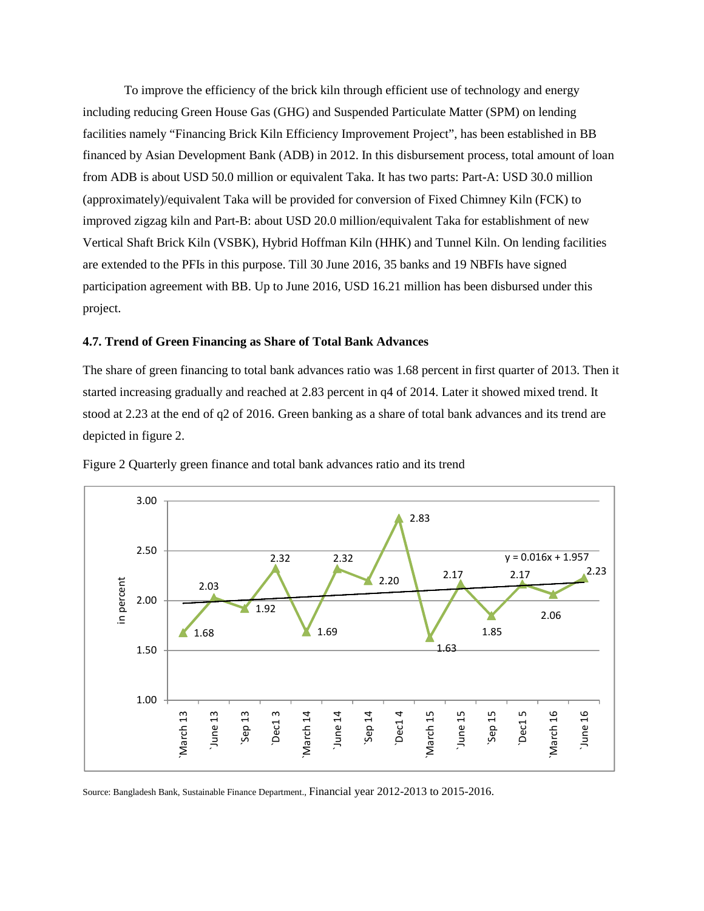To improve the efficiency of the brick kiln through efficient use of technology and energy including reducing Green House Gas (GHG) and Suspended Particulate Matter (SPM) on lending facilities namely "Financing Brick Kiln Efficiency Improvement Project", has been established in BB financed by Asian Development Bank (ADB) in 2012. In this disbursement process, total amount of loan from ADB is about USD 50.0 million or equivalent Taka. It has two parts: Part-A: USD 30.0 million (approximately)/equivalent Taka will be provided for conversion of Fixed Chimney Kiln (FCK) to improved zigzag kiln and Part-B: about USD 20.0 million/equivalent Taka for establishment of new Vertical Shaft Brick Kiln (VSBK), Hybrid Hoffman Kiln (HHK) and Tunnel Kiln. On lending facilities are extended to the PFIs in this purpose. Till 30 June 2016, 35 banks and 19 NBFIs have signed participation agreement with BB. Up to June 2016, USD 16.21 million has been disbursed under this project.

### 4.7. Trend of Green Financing as Share of Total Bank Advances

The share of green financing to total bank advances ratio was 1.68 percent in first quarter of 2013. Then it started increasing gradually and reached at 2.83 percent in q4 of 2014. Later it showed mixed trend. It stood at 2.23 at the end of q2 of 2016. Green banking as a share of total bank advances and its trend are depicted in figure 2.

Figure 2 Quarterly green finance and total bank advances ratio and its trend

| Quarter | in percent |
|---|---|
| March 13 | 1.68 |
| June 13 | 2.03 |
| Sep 13 | 1.92 |
| Dec1 3 | 2.32 |
| March 14 | 1.69 |
| June 14 | 2.32 |
| Sep 14 | 2.20 |
| Dec1 4 | 2.83 |
| March 15 | 1.63 |
| June 15 | 2.17 |
| Sep 15 | 1.85 |
| Dec1 5 | 2.17 |
| March 16 | 2.06 |
| June 16 | 2.23 |

Trend line: $y = 0.016x + 1.957$

Source: Bangladesh Bank, Sustainable Finance Department., Financial year 2012-2013 to 2015-2016.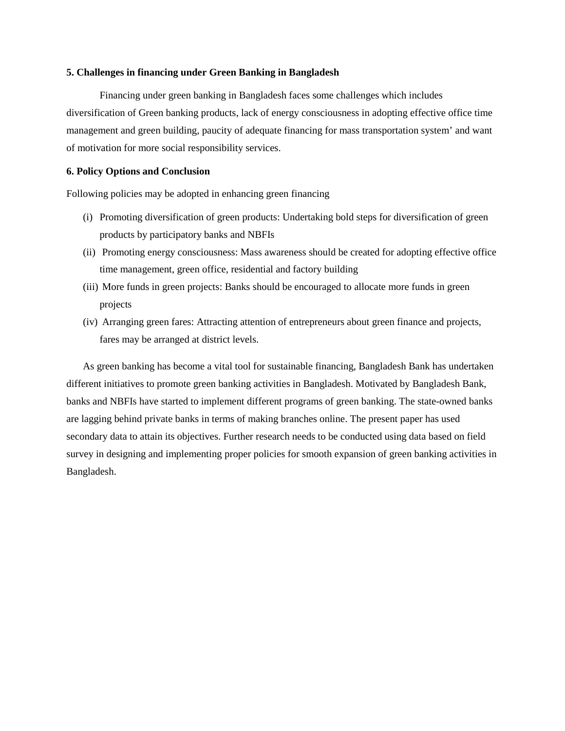### 5. Challenges in financing under Green Banking in Bangladesh

Financing under green banking in Bangladesh faces some challenges which includes diversification of Green banking products, lack of energy consciousness in adopting effective office time management and green building, paucity of adequate financing for mass transportation system' and want of motivation for more social responsibility services.

### 6. Policy Options and Conclusion

Following policies may be adopted in enhancing green financing

(i) Promoting diversification of green products: Undertaking bold steps for diversification of green products by participatory banks and NBFIs
(ii) Promoting energy consciousness: Mass awareness should be created for adopting effective office time management, green office, residential and factory building
(iii) More funds in green projects: Banks should be encouraged to allocate more funds in green projects
(iv) Arranging green fares: Attracting attention of entrepreneurs about green finance and projects, fares may be arranged at district levels.

As green banking has become a vital tool for sustainable financing, Bangladesh Bank has undertaken different initiatives to promote green banking activities in Bangladesh. Motivated by Bangladesh Bank, banks and NBFIs have started to implement different programs of green banking. The state-owned banks are lagging behind private banks in terms of making branches online. The present paper has used secondary data to attain its objectives. Further research needs to be conducted using data based on field survey in designing and implementing proper policies for smooth expansion of green banking activities in Bangladesh.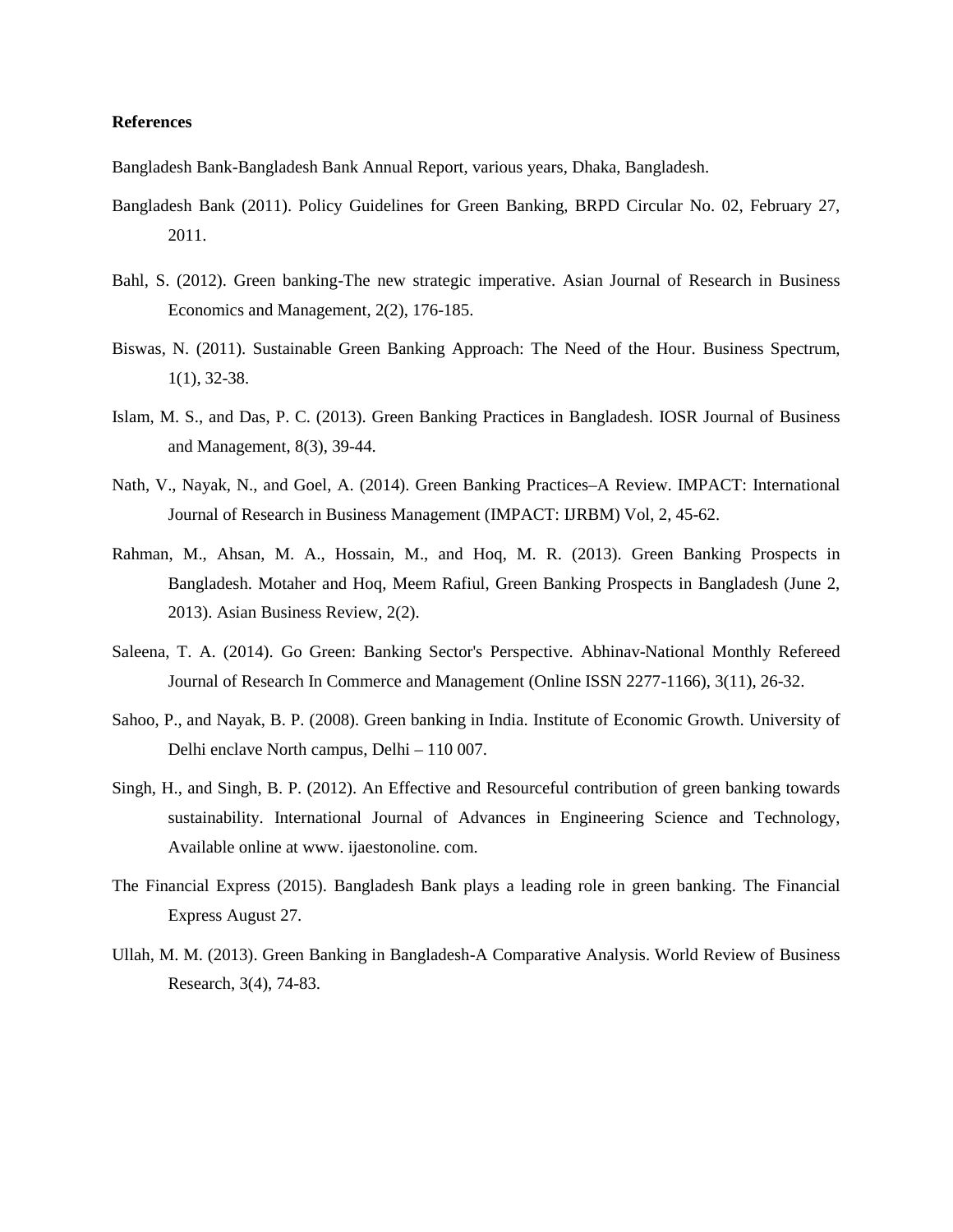**References**

Bangladesh Bank-Bangladesh Bank Annual Report, various years, Dhaka, Bangladesh.

Bangladesh Bank (2011). Policy Guidelines for Green Banking, BRPD Circular No. 02, February 27, 2011.

Bahl, S. (2012). Green banking-The new strategic imperative. Asian Journal of Research in Business Economics and Management, 2(2), 176-185.

Biswas, N. (2011). Sustainable Green Banking Approach: The Need of the Hour. Business Spectrum, 1(1), 32-38.

Islam, M. S., and Das, P. C. (2013). Green Banking Practices in Bangladesh. IOSR Journal of Business and Management, 8(3), 39-44.

Nath, V., Nayak, N., and Goel, A. (2014). Green Banking Practices–A Review. IMPACT: International Journal of Research in Business Management (IMPACT: IJRBM) Vol, 2, 45-62.

Rahman, M., Ahsan, M. A., Hossain, M., and Hoq, M. R. (2013). Green Banking Prospects in Bangladesh. Motaher and Hoq, Meem Rafiul, Green Banking Prospects in Bangladesh (June 2, 2013). Asian Business Review, 2(2).

Saleena, T. A. (2014). Go Green: Banking Sector's Perspective. Abhinav-National Monthly Refereed Journal of Research In Commerce and Management (Online ISSN 2277-1166), 3(11), 26-32.

Sahoo, P., and Nayak, B. P. (2008). Green banking in India. Institute of Economic Growth. University of Delhi enclave North campus, Delhi – 110 007.

Singh, H., and Singh, B. P. (2012). An Effective and Resourceful contribution of green banking towards sustainability. International Journal of Advances in Engineering Science and Technology, Available online at www. ijaestonoline. com.

The Financial Express (2015). Bangladesh Bank plays a leading role in green banking. The Financial Express August 27.

Ullah, M. M. (2013). Green Banking in Bangladesh-A Comparative Analysis. World Review of Business Research, 3(4), 74-83.